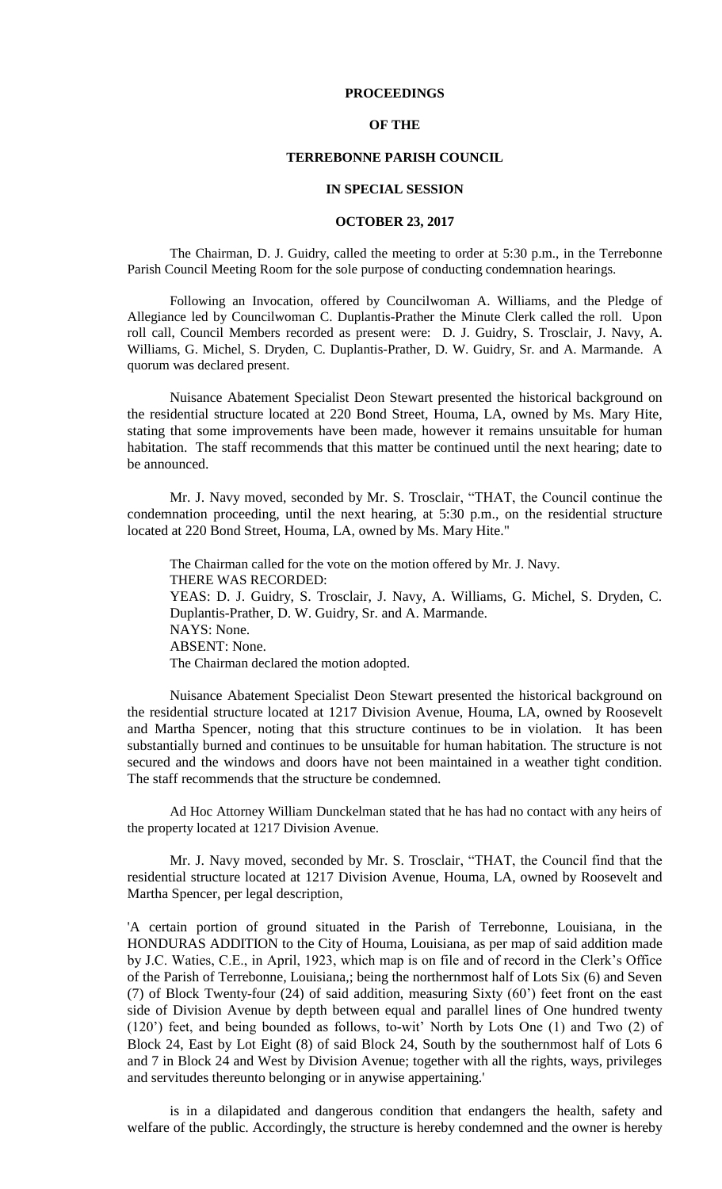# PROCEEDINGS

# OF THE

# TERREBONNE PARISH COUNCIL

# IN SPECIAL SESSION

# OCTOBER 23, 2017

The Chairman, D. J. Guidry, called the meeting to order at 5:30 p.m., in the Terrebonne Parish Council Meeting Room for the sole purpose of conducting condemnation hearings.

Following an Invocation, offered by Councilwoman A. Williams, and the Pledge of Allegiance led by Councilwoman C. Duplantis-Prather the Minute Clerk called the roll. Upon roll call, Council Members recorded as present were: D. J. Guidry, S. Trosclair, J. Navy, A. Williams, G. Michel, S. Dryden, C. Duplantis-Prather, D. W. Guidry, Sr. and A. Marmande. A quorum was declared present.

Nuisance Abatement Specialist Deon Stewart presented the historical background on the residential structure located at 220 Bond Street, Houma, LA, owned by Ms. Mary Hite, stating that some improvements have been made, however it remains unsuitable for human habitation. The staff recommends that this matter be continued until the next hearing; date to be announced.

Mr. J. Navy moved, seconded by Mr. S. Trosclair, "THAT, the Council continue the condemnation proceeding, until the next hearing, at 5:30 p.m., on the residential structure located at 220 Bond Street, Houma, LA, owned by Ms. Mary Hite."

The Chairman called for the vote on the motion offered by Mr. J. Navy.
THERE WAS RECORDED:
YEAS: D. J. Guidry, S. Trosclair, J. Navy, A. Williams, G. Michel, S. Dryden, C. Duplantis-Prather, D. W. Guidry, Sr. and A. Marmande.
NAYS: None.
ABSENT: None.
The Chairman declared the motion adopted.

Nuisance Abatement Specialist Deon Stewart presented the historical background on the residential structure located at 1217 Division Avenue, Houma, LA, owned by Roosevelt and Martha Spencer, noting that this structure continues to be in violation. It has been substantially burned and continues to be unsuitable for human habitation. The structure is not secured and the windows and doors have not been maintained in a weather tight condition. The staff recommends that the structure be condemned.

Ad Hoc Attorney William Dunckelman stated that he has had no contact with any heirs of the property located at 1217 Division Avenue.

Mr. J. Navy moved, seconded by Mr. S. Trosclair, "THAT, the Council find that the residential structure located at 1217 Division Avenue, Houma, LA, owned by Roosevelt and Martha Spencer, per legal description,

'A certain portion of ground situated in the Parish of Terrebonne, Louisiana, in the HONDURAS ADDITION to the City of Houma, Louisiana, as per map of said addition made by J.C. Waties, C.E., in April, 1923, which map is on file and of record in the Clerk's Office of the Parish of Terrebonne, Louisiana,; being the northernmost half of Lots Six (6) and Seven (7) of Block Twenty-four (24) of said addition, measuring Sixty (60') feet front on the east side of Division Avenue by depth between equal and parallel lines of One hundred twenty (120') feet, and being bounded as follows, to-wit' North by Lots One (1) and Two (2) of Block 24, East by Lot Eight (8) of said Block 24, South by the southernmost half of Lots 6 and 7 in Block 24 and West by Division Avenue; together with all the rights, ways, privileges and servitudes thereunto belonging or in anywise appertaining.'

is in a dilapidated and dangerous condition that endangers the health, safety and welfare of the public. Accordingly, the structure is hereby condemned and the owner is hereby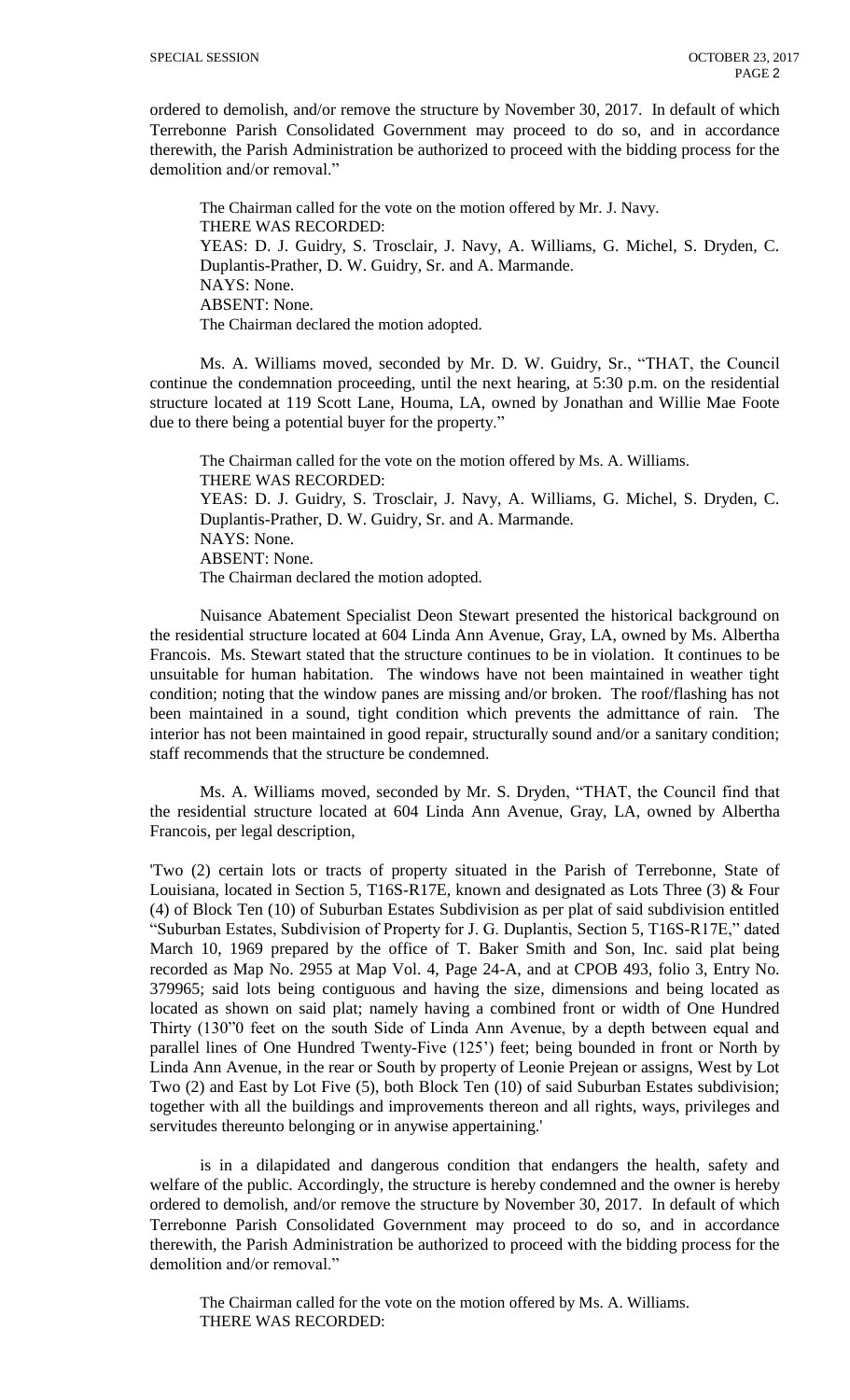ordered to demolish, and/or remove the structure by November 30, 2017. In default of which Terrebonne Parish Consolidated Government may proceed to do so, and in accordance therewith, the Parish Administration be authorized to proceed with the bidding process for the demolition and/or removal."

The Chairman called for the vote on the motion offered by Mr. J. Navy.
THERE WAS RECORDED:
YEAS: D. J. Guidry, S. Trosclair, J. Navy, A. Williams, G. Michel, S. Dryden, C. Duplantis-Prather, D. W. Guidry, Sr. and A. Marmande.
NAYS: None.
ABSENT: None.
The Chairman declared the motion adopted.

Ms. A. Williams moved, seconded by Mr. D. W. Guidry, Sr., "THAT, the Council continue the condemnation proceeding, until the next hearing, at 5:30 p.m. on the residential structure located at 119 Scott Lane, Houma, LA, owned by Jonathan and Willie Mae Foote due to there being a potential buyer for the property."

The Chairman called for the vote on the motion offered by Ms. A. Williams.
THERE WAS RECORDED:
YEAS: D. J. Guidry, S. Trosclair, J. Navy, A. Williams, G. Michel, S. Dryden, C. Duplantis-Prather, D. W. Guidry, Sr. and A. Marmande.
NAYS: None.
ABSENT: None.
The Chairman declared the motion adopted.

Nuisance Abatement Specialist Deon Stewart presented the historical background on the residential structure located at 604 Linda Ann Avenue, Gray, LA, owned by Ms. Albertha Francois. Ms. Stewart stated that the structure continues to be in violation. It continues to be unsuitable for human habitation. The windows have not been maintained in weather tight condition; noting that the window panes are missing and/or broken. The roof/flashing has not been maintained in a sound, tight condition which prevents the admittance of rain. The interior has not been maintained in good repair, structurally sound and/or a sanitary condition; staff recommends that the structure be condemned.

Ms. A. Williams moved, seconded by Mr. S. Dryden, "THAT, the Council find that the residential structure located at 604 Linda Ann Avenue, Gray, LA, owned by Albertha Francois, per legal description,

'Two (2) certain lots or tracts of property situated in the Parish of Terrebonne, State of Louisiana, located in Section 5, T16S-R17E, known and designated as Lots Three (3) & Four (4) of Block Ten (10) of Suburban Estates Subdivision as per plat of said subdivision entitled "Suburban Estates, Subdivision of Property for J. G. Duplantis, Section 5, T16S-R17E," dated March 10, 1969 prepared by the office of T. Baker Smith and Son, Inc. said plat being recorded as Map No. 2955 at Map Vol. 4, Page 24-A, and at CPOB 493, folio 3, Entry No. 379965; said lots being contiguous and having the size, dimensions and being located as located as shown on said plat; namely having a combined front or width of One Hundred Thirty (130"0 feet on the south Side of Linda Ann Avenue, by a depth between equal and parallel lines of One Hundred Twenty-Five (125') feet; being bounded in front or North by Linda Ann Avenue, in the rear or South by property of Leonie Prejean or assigns, West by Lot Two (2) and East by Lot Five (5), both Block Ten (10) of said Suburban Estates subdivision; together with all the buildings and improvements thereon and all rights, ways, privileges and servitudes thereunto belonging or in anywise appertaining.'

is in a dilapidated and dangerous condition that endangers the health, safety and welfare of the public. Accordingly, the structure is hereby condemned and the owner is hereby ordered to demolish, and/or remove the structure by November 30, 2017. In default of which Terrebonne Parish Consolidated Government may proceed to do so, and in accordance therewith, the Parish Administration be authorized to proceed with the bidding process for the demolition and/or removal."

The Chairman called for the vote on the motion offered by Ms. A. Williams.
THERE WAS RECORDED: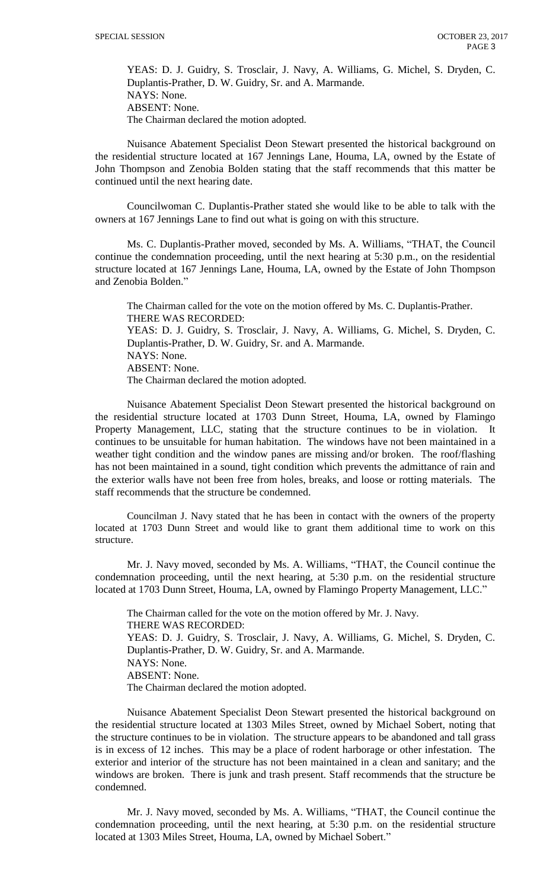YEAS: D. J. Guidry, S. Trosclair, J. Navy, A. Williams, G. Michel, S. Dryden, C. Duplantis-Prather, D. W. Guidry, Sr. and A. Marmande.
NAYS: None.
ABSENT: None.
The Chairman declared the motion adopted.

Nuisance Abatement Specialist Deon Stewart presented the historical background on the residential structure located at 167 Jennings Lane, Houma, LA, owned by the Estate of John Thompson and Zenobia Bolden stating that the staff recommends that this matter be continued until the next hearing date.

Councilwoman C. Duplantis-Prather stated she would like to be able to talk with the owners at 167 Jennings Lane to find out what is going on with this structure.

Ms. C. Duplantis-Prather moved, seconded by Ms. A. Williams, "THAT, the Council continue the condemnation proceeding, until the next hearing at 5:30 p.m., on the residential structure located at 167 Jennings Lane, Houma, LA, owned by the Estate of John Thompson and Zenobia Bolden."

The Chairman called for the vote on the motion offered by Ms. C. Duplantis-Prather.
THERE WAS RECORDED:
YEAS: D. J. Guidry, S. Trosclair, J. Navy, A. Williams, G. Michel, S. Dryden, C. Duplantis-Prather, D. W. Guidry, Sr. and A. Marmande.
NAYS: None.
ABSENT: None.
The Chairman declared the motion adopted.

Nuisance Abatement Specialist Deon Stewart presented the historical background on the residential structure located at 1703 Dunn Street, Houma, LA, owned by Flamingo Property Management, LLC, stating that the structure continues to be in violation. It continues to be unsuitable for human habitation. The windows have not been maintained in a weather tight condition and the window panes are missing and/or broken. The roof/flashing has not been maintained in a sound, tight condition which prevents the admittance of rain and the exterior walls have not been free from holes, breaks, and loose or rotting materials. The staff recommends that the structure be condemned.

Councilman J. Navy stated that he has been in contact with the owners of the property located at 1703 Dunn Street and would like to grant them additional time to work on this structure.

Mr. J. Navy moved, seconded by Ms. A. Williams, "THAT, the Council continue the condemnation proceeding, until the next hearing, at 5:30 p.m. on the residential structure located at 1703 Dunn Street, Houma, LA, owned by Flamingo Property Management, LLC."

The Chairman called for the vote on the motion offered by Mr. J. Navy.
THERE WAS RECORDED:
YEAS: D. J. Guidry, S. Trosclair, J. Navy, A. Williams, G. Michel, S. Dryden, C. Duplantis-Prather, D. W. Guidry, Sr. and A. Marmande.
NAYS: None.
ABSENT: None.
The Chairman declared the motion adopted.

Nuisance Abatement Specialist Deon Stewart presented the historical background on the residential structure located at 1303 Miles Street, owned by Michael Sobert, noting that the structure continues to be in violation. The structure appears to be abandoned and tall grass is in excess of 12 inches. This may be a place of rodent harborage or other infestation. The exterior and interior of the structure has not been maintained in a clean and sanitary; and the windows are broken. There is junk and trash present. Staff recommends that the structure be condemned.

Mr. J. Navy moved, seconded by Ms. A. Williams, "THAT, the Council continue the condemnation proceeding, until the next hearing, at 5:30 p.m. on the residential structure located at 1303 Miles Street, Houma, LA, owned by Michael Sobert."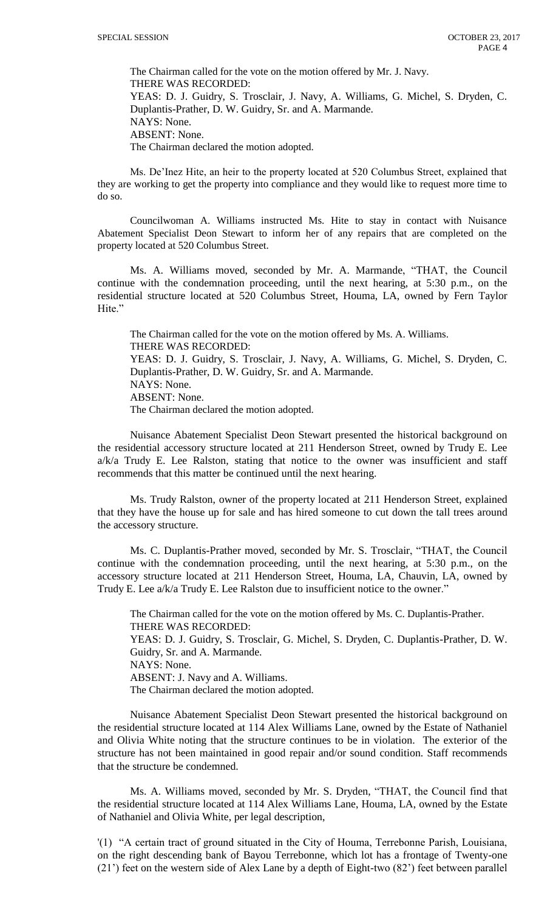The Chairman called for the vote on the motion offered by Mr. J. Navy.
THERE WAS RECORDED:
YEAS: D. J. Guidry, S. Trosclair, J. Navy, A. Williams, G. Michel, S. Dryden, C. Duplantis-Prather, D. W. Guidry, Sr. and A. Marmande.
NAYS: None.
ABSENT: None.
The Chairman declared the motion adopted.

Ms. De'Inez Hite, an heir to the property located at 520 Columbus Street, explained that they are working to get the property into compliance and they would like to request more time to do so.

Councilwoman A. Williams instructed Ms. Hite to stay in contact with Nuisance Abatement Specialist Deon Stewart to inform her of any repairs that are completed on the property located at 520 Columbus Street.

Ms. A. Williams moved, seconded by Mr. A. Marmande, "THAT, the Council continue with the condemnation proceeding, until the next hearing, at 5:30 p.m., on the residential structure located at 520 Columbus Street, Houma, LA, owned by Fern Taylor Hite."

The Chairman called for the vote on the motion offered by Ms. A. Williams.
THERE WAS RECORDED:
YEAS: D. J. Guidry, S. Trosclair, J. Navy, A. Williams, G. Michel, S. Dryden, C. Duplantis-Prather, D. W. Guidry, Sr. and A. Marmande.
NAYS: None.
ABSENT: None.
The Chairman declared the motion adopted.

Nuisance Abatement Specialist Deon Stewart presented the historical background on the residential accessory structure located at 211 Henderson Street, owned by Trudy E. Lee a/k/a Trudy E. Lee Ralston, stating that notice to the owner was insufficient and staff recommends that this matter be continued until the next hearing.

Ms. Trudy Ralston, owner of the property located at 211 Henderson Street, explained that they have the house up for sale and has hired someone to cut down the tall trees around the accessory structure.

Ms. C. Duplantis-Prather moved, seconded by Mr. S. Trosclair, "THAT, the Council continue with the condemnation proceeding, until the next hearing, at 5:30 p.m., on the accessory structure located at 211 Henderson Street, Houma, LA, Chauvin, LA, owned by Trudy E. Lee a/k/a Trudy E. Lee Ralston due to insufficient notice to the owner."

The Chairman called for the vote on the motion offered by Ms. C. Duplantis-Prather.
THERE WAS RECORDED:
YEAS: D. J. Guidry, S. Trosclair, G. Michel, S. Dryden, C. Duplantis-Prather, D. W. Guidry, Sr. and A. Marmande.
NAYS: None.
ABSENT: J. Navy and A. Williams.
The Chairman declared the motion adopted.

Nuisance Abatement Specialist Deon Stewart presented the historical background on the residential structure located at 114 Alex Williams Lane, owned by the Estate of Nathaniel and Olivia White noting that the structure continues to be in violation. The exterior of the structure has not been maintained in good repair and/or sound condition. Staff recommends that the structure be condemned.

Ms. A. Williams moved, seconded by Mr. S. Dryden, "THAT, the Council find that the residential structure located at 114 Alex Williams Lane, Houma, LA, owned by the Estate of Nathaniel and Olivia White, per legal description,

'(1) "A certain tract of ground situated in the City of Houma, Terrebonne Parish, Louisiana, on the right descending bank of Bayou Terrebonne, which lot has a frontage of Twenty-one (21') feet on the western side of Alex Lane by a depth of Eight-two (82') feet between parallel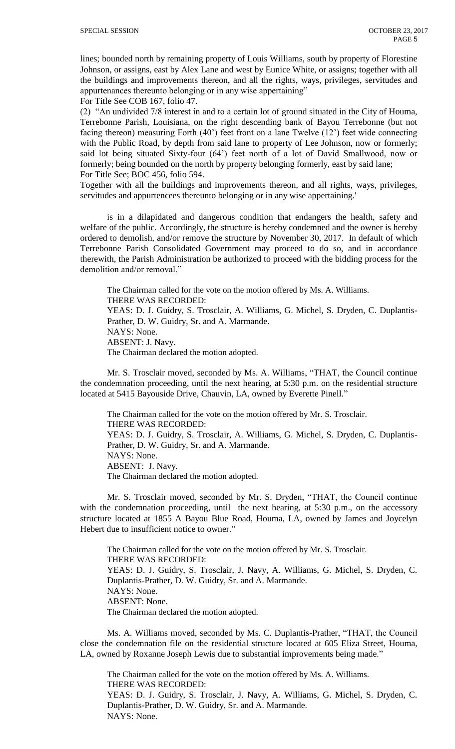lines; bounded north by remaining property of Louis Williams, south by property of Florestine Johnson, or assigns, east by Alex Lane and west by Eunice White, or assigns; together with all the buildings and improvements thereon, and all the rights, ways, privileges, servitudes and appurtenances thereunto belonging or in any wise appertaining"

For Title See COB 167, folio 47.

(2) "An undivided 7/8 interest in and to a certain lot of ground situated in the City of Houma, Terrebonne Parish, Louisiana, on the right descending bank of Bayou Terrebonne (but not facing thereon) measuring Forth (40') feet front on a lane Twelve (12') feet wide connecting with the Public Road, by depth from said lane to property of Lee Johnson, now or formerly; said lot being situated Sixty-four (64') feet north of a lot of David Smallwood, now or formerly; being bounded on the north by property belonging formerly, east by said lane;

For Title See; BOC 456, folio 594.

Together with all the buildings and improvements thereon, and all rights, ways, privileges, servitudes and appurtencees thereunto belonging or in any wise appertaining.'

is in a dilapidated and dangerous condition that endangers the health, safety and welfare of the public. Accordingly, the structure is hereby condemned and the owner is hereby ordered to demolish, and/or remove the structure by November 30, 2017. In default of which Terrebonne Parish Consolidated Government may proceed to do so, and in accordance therewith, the Parish Administration be authorized to proceed with the bidding process for the demolition and/or removal."

The Chairman called for the vote on the motion offered by Ms. A. Williams.
THERE WAS RECORDED:
YEAS: D. J. Guidry, S. Trosclair, A. Williams, G. Michel, S. Dryden, C. Duplantis-Prather, D. W. Guidry, Sr. and A. Marmande.
NAYS: None.
ABSENT: J. Navy.
The Chairman declared the motion adopted.

Mr. S. Trosclair moved, seconded by Ms. A. Williams, "THAT, the Council continue the condemnation proceeding, until the next hearing, at 5:30 p.m. on the residential structure located at 5415 Bayouside Drive, Chauvin, LA, owned by Everette Pinell."

The Chairman called for the vote on the motion offered by Mr. S. Trosclair.
THERE WAS RECORDED:
YEAS: D. J. Guidry, S. Trosclair, A. Williams, G. Michel, S. Dryden, C. Duplantis-Prather, D. W. Guidry, Sr. and A. Marmande.
NAYS: None.
ABSENT: J. Navy.
The Chairman declared the motion adopted.

Mr. S. Trosclair moved, seconded by Mr. S. Dryden, "THAT, the Council continue with the condemnation proceeding, until the next hearing, at 5:30 p.m., on the accessory structure located at 1855 A Bayou Blue Road, Houma, LA, owned by James and Joycelyn Hebert due to insufficient notice to owner."

The Chairman called for the vote on the motion offered by Mr. S. Trosclair.
THERE WAS RECORDED:
YEAS: D. J. Guidry, S. Trosclair, J. Navy, A. Williams, G. Michel, S. Dryden, C. Duplantis-Prather, D. W. Guidry, Sr. and A. Marmande.
NAYS: None.
ABSENT: None.
The Chairman declared the motion adopted.

Ms. A. Williams moved, seconded by Ms. C. Duplantis-Prather, "THAT, the Council close the condemnation file on the residential structure located at 605 Eliza Street, Houma, LA, owned by Roxanne Joseph Lewis due to substantial improvements being made."

The Chairman called for the vote on the motion offered by Ms. A. Williams.
THERE WAS RECORDED:
YEAS: D. J. Guidry, S. Trosclair, J. Navy, A. Williams, G. Michel, S. Dryden, C. Duplantis-Prather, D. W. Guidry, Sr. and A. Marmande.
NAYS: None.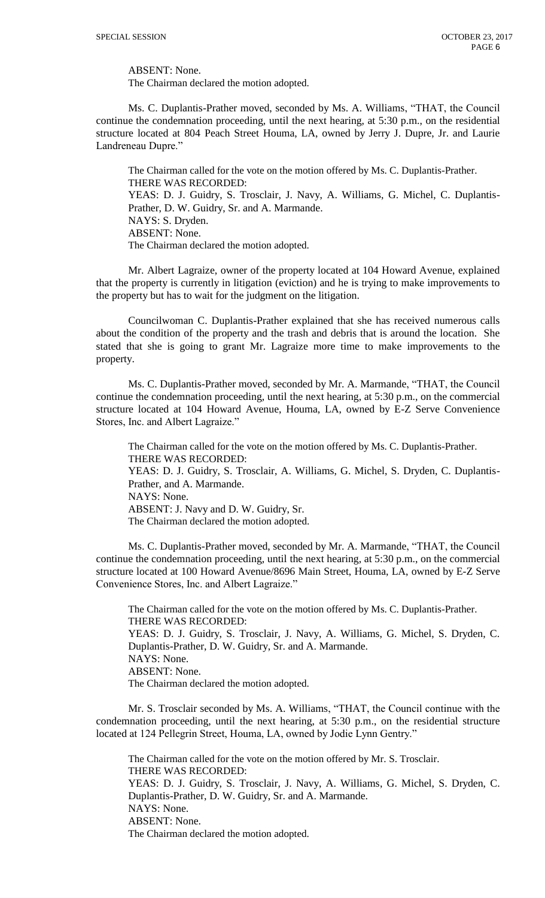ABSENT: None.
The Chairman declared the motion adopted.

Ms. C. Duplantis-Prather moved, seconded by Ms. A. Williams, "THAT, the Council continue the condemnation proceeding, until the next hearing, at 5:30 p.m., on the residential structure located at 804 Peach Street Houma, LA, owned by Jerry J. Dupre, Jr. and Laurie Landreneau Dupre."

The Chairman called for the vote on the motion offered by Ms. C. Duplantis-Prather.
THERE WAS RECORDED:
YEAS: D. J. Guidry, S. Trosclair, J. Navy, A. Williams, G. Michel, C. Duplantis-Prather, D. W. Guidry, Sr. and A. Marmande.
NAYS: S. Dryden.
ABSENT: None.
The Chairman declared the motion adopted.

Mr. Albert Lagraize, owner of the property located at 104 Howard Avenue, explained that the property is currently in litigation (eviction) and he is trying to make improvements to the property but has to wait for the judgment on the litigation.

Councilwoman C. Duplantis-Prather explained that she has received numerous calls about the condition of the property and the trash and debris that is around the location. She stated that she is going to grant Mr. Lagraize more time to make improvements to the property.

Ms. C. Duplantis-Prather moved, seconded by Mr. A. Marmande, "THAT, the Council continue the condemnation proceeding, until the next hearing, at 5:30 p.m., on the commercial structure located at 104 Howard Avenue, Houma, LA, owned by E-Z Serve Convenience Stores, Inc. and Albert Lagraize."

The Chairman called for the vote on the motion offered by Ms. C. Duplantis-Prather.
THERE WAS RECORDED:
YEAS: D. J. Guidry, S. Trosclair, A. Williams, G. Michel, S. Dryden, C. Duplantis-Prather, and A. Marmande.
NAYS: None.
ABSENT: J. Navy and D. W. Guidry, Sr.
The Chairman declared the motion adopted.

Ms. C. Duplantis-Prather moved, seconded by Mr. A. Marmande, "THAT, the Council continue the condemnation proceeding, until the next hearing, at 5:30 p.m., on the commercial structure located at 100 Howard Avenue/8696 Main Street, Houma, LA, owned by E-Z Serve Convenience Stores, Inc. and Albert Lagraize."

The Chairman called for the vote on the motion offered by Ms. C. Duplantis-Prather.
THERE WAS RECORDED:
YEAS: D. J. Guidry, S. Trosclair, J. Navy, A. Williams, G. Michel, S. Dryden, C. Duplantis-Prather, D. W. Guidry, Sr. and A. Marmande.
NAYS: None.
ABSENT: None.
The Chairman declared the motion adopted.

Mr. S. Trosclair seconded by Ms. A. Williams, "THAT, the Council continue with the condemnation proceeding, until the next hearing, at 5:30 p.m., on the residential structure located at 124 Pellegrin Street, Houma, LA, owned by Jodie Lynn Gentry."

The Chairman called for the vote on the motion offered by Mr. S. Trosclair.
THERE WAS RECORDED:
YEAS: D. J. Guidry, S. Trosclair, J. Navy, A. Williams, G. Michel, S. Dryden, C. Duplantis-Prather, D. W. Guidry, Sr. and A. Marmande.
NAYS: None.
ABSENT: None.
The Chairman declared the motion adopted.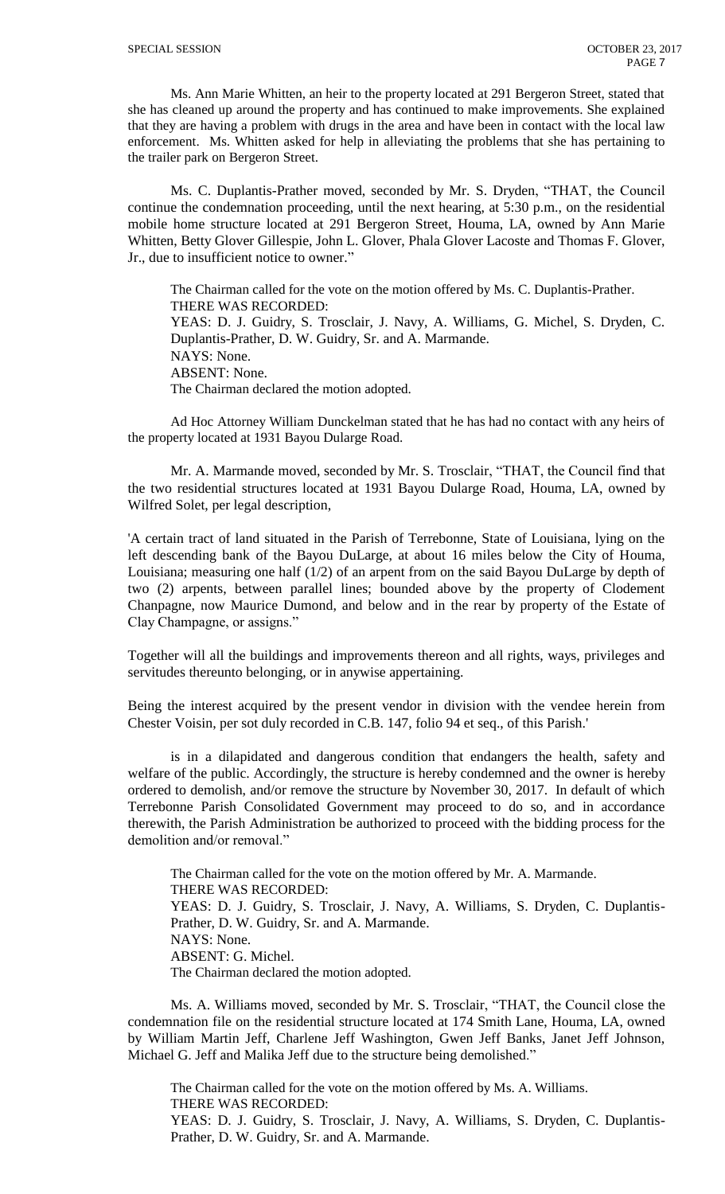Ms. Ann Marie Whitten, an heir to the property located at 291 Bergeron Street, stated that she has cleaned up around the property and has continued to make improvements. She explained that they are having a problem with drugs in the area and have been in contact with the local law enforcement. Ms. Whitten asked for help in alleviating the problems that she has pertaining to the trailer park on Bergeron Street.

Ms. C. Duplantis-Prather moved, seconded by Mr. S. Dryden, "THAT, the Council continue the condemnation proceeding, until the next hearing, at 5:30 p.m., on the residential mobile home structure located at 291 Bergeron Street, Houma, LA, owned by Ann Marie Whitten, Betty Glover Gillespie, John L. Glover, Phala Glover Lacoste and Thomas F. Glover, Jr., due to insufficient notice to owner."

The Chairman called for the vote on the motion offered by Ms. C. Duplantis-Prather.
THERE WAS RECORDED:
YEAS: D. J. Guidry, S. Trosclair, J. Navy, A. Williams, G. Michel, S. Dryden, C. Duplantis-Prather, D. W. Guidry, Sr. and A. Marmande.
NAYS: None.
ABSENT: None.
The Chairman declared the motion adopted.

Ad Hoc Attorney William Dunckelman stated that he has had no contact with any heirs of the property located at 1931 Bayou Dularge Road.

Mr. A. Marmande moved, seconded by Mr. S. Trosclair, "THAT, the Council find that the two residential structures located at 1931 Bayou Dularge Road, Houma, LA, owned by Wilfred Solet, per legal description,

'A certain tract of land situated in the Parish of Terrebonne, State of Louisiana, lying on the left descending bank of the Bayou DuLarge, at about 16 miles below the City of Houma, Louisiana; measuring one half (1/2) of an arpent from on the said Bayou DuLarge by depth of two (2) arpents, between parallel lines; bounded above by the property of Clodement Chanpagne, now Maurice Dumond, and below and in the rear by property of the Estate of Clay Champagne, or assigns."

Together will all the buildings and improvements thereon and all rights, ways, privileges and servitudes thereunto belonging, or in anywise appertaining.

Being the interest acquired by the present vendor in division with the vendee herein from Chester Voisin, per sot duly recorded in C.B. 147, folio 94 et seq., of this Parish.'

is in a dilapidated and dangerous condition that endangers the health, safety and welfare of the public. Accordingly, the structure is hereby condemned and the owner is hereby ordered to demolish, and/or remove the structure by November 30, 2017. In default of which Terrebonne Parish Consolidated Government may proceed to do so, and in accordance therewith, the Parish Administration be authorized to proceed with the bidding process for the demolition and/or removal."

The Chairman called for the vote on the motion offered by Mr. A. Marmande.
THERE WAS RECORDED:
YEAS: D. J. Guidry, S. Trosclair, J. Navy, A. Williams, S. Dryden, C. Duplantis-Prather, D. W. Guidry, Sr. and A. Marmande.
NAYS: None.
ABSENT: G. Michel.
The Chairman declared the motion adopted.

Ms. A. Williams moved, seconded by Mr. S. Trosclair, "THAT, the Council close the condemnation file on the residential structure located at 174 Smith Lane, Houma, LA, owned by William Martin Jeff, Charlene Jeff Washington, Gwen Jeff Banks, Janet Jeff Johnson, Michael G. Jeff and Malika Jeff due to the structure being demolished."

The Chairman called for the vote on the motion offered by Ms. A. Williams.
THERE WAS RECORDED:
YEAS: D. J. Guidry, S. Trosclair, J. Navy, A. Williams, S. Dryden, C. Duplantis-Prather, D. W. Guidry, Sr. and A. Marmande.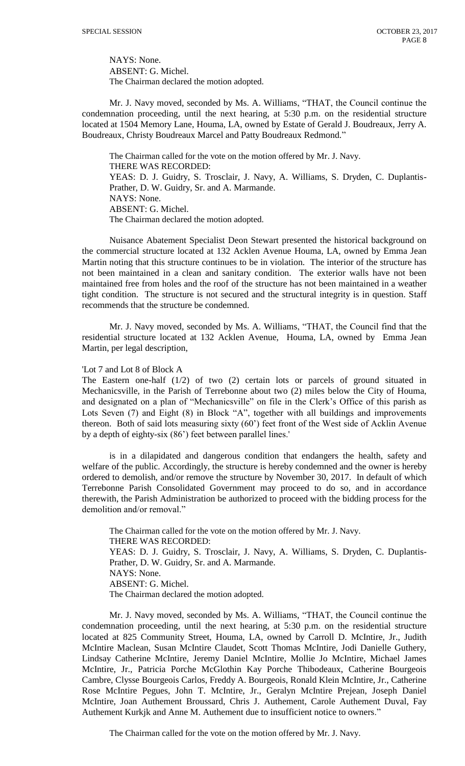NAYS: None.
ABSENT: G. Michel.
The Chairman declared the motion adopted.

Mr. J. Navy moved, seconded by Ms. A. Williams, "THAT, the Council continue the condemnation proceeding, until the next hearing, at 5:30 p.m. on the residential structure located at 1504 Memory Lane, Houma, LA, owned by Estate of Gerald J. Boudreaux, Jerry A. Boudreaux, Christy Boudreaux Marcel and Patty Boudreaux Redmond."

The Chairman called for the vote on the motion offered by Mr. J. Navy.
THERE WAS RECORDED:
YEAS: D. J. Guidry, S. Trosclair, J. Navy, A. Williams, S. Dryden, C. Duplantis-Prather, D. W. Guidry, Sr. and A. Marmande.
NAYS: None.
ABSENT: G. Michel.
The Chairman declared the motion adopted.

Nuisance Abatement Specialist Deon Stewart presented the historical background on the commercial structure located at 132 Acklen Avenue Houma, LA, owned by Emma Jean Martin noting that this structure continues to be in violation. The interior of the structure has not been maintained in a clean and sanitary condition. The exterior walls have not been maintained free from holes and the roof of the structure has not been maintained in a weather tight condition. The structure is not secured and the structural integrity is in question. Staff recommends that the structure be condemned.

Mr. J. Navy moved, seconded by Ms. A. Williams, "THAT, the Council find that the residential structure located at 132 Acklen Avenue, Houma, LA, owned by Emma Jean Martin, per legal description,

'Lot 7 and Lot 8 of Block A
The Eastern one-half (1/2) of two (2) certain lots or parcels of ground situated in Mechanicsville, in the Parish of Terrebonne about two (2) miles below the City of Houma, and designated on a plan of "Mechanicsville" on file in the Clerk's Office of this parish as Lots Seven (7) and Eight (8) in Block "A", together with all buildings and improvements thereon. Both of said lots measuring sixty (60') feet front of the West side of Acklin Avenue by a depth of eighty-six (86') feet between parallel lines.'

is in a dilapidated and dangerous condition that endangers the health, safety and welfare of the public. Accordingly, the structure is hereby condemned and the owner is hereby ordered to demolish, and/or remove the structure by November 30, 2017. In default of which Terrebonne Parish Consolidated Government may proceed to do so, and in accordance therewith, the Parish Administration be authorized to proceed with the bidding process for the demolition and/or removal."

The Chairman called for the vote on the motion offered by Mr. J. Navy.
THERE WAS RECORDED:
YEAS: D. J. Guidry, S. Trosclair, J. Navy, A. Williams, S. Dryden, C. Duplantis-Prather, D. W. Guidry, Sr. and A. Marmande.
NAYS: None.
ABSENT: G. Michel.
The Chairman declared the motion adopted.

Mr. J. Navy moved, seconded by Ms. A. Williams, "THAT, the Council continue the condemnation proceeding, until the next hearing, at 5:30 p.m. on the residential structure located at 825 Community Street, Houma, LA, owned by Carroll D. McIntire, Jr., Judith McIntire Maclean, Susan McIntire Claudet, Scott Thomas McIntire, Jodi Danielle Guthery, Lindsay Catherine McIntire, Jeremy Daniel McIntire, Mollie Jo McIntire, Michael James McIntire, Jr., Patricia Porche McGlothin Kay Porche Thibodeaux, Catherine Bourgeois Cambre, Clysse Bourgeois Carlos, Freddy A. Bourgeois, Ronald Klein McIntire, Jr., Catherine Rose McIntire Pegues, John T. McIntire, Jr., Geralyn McIntire Prejean, Joseph Daniel McIntire, Joan Authement Broussard, Chris J. Authement, Carole Authement Duval, Fay Authement Kurkjk and Anne M. Authement due to insufficient notice to owners."

The Chairman called for the vote on the motion offered by Mr. J. Navy.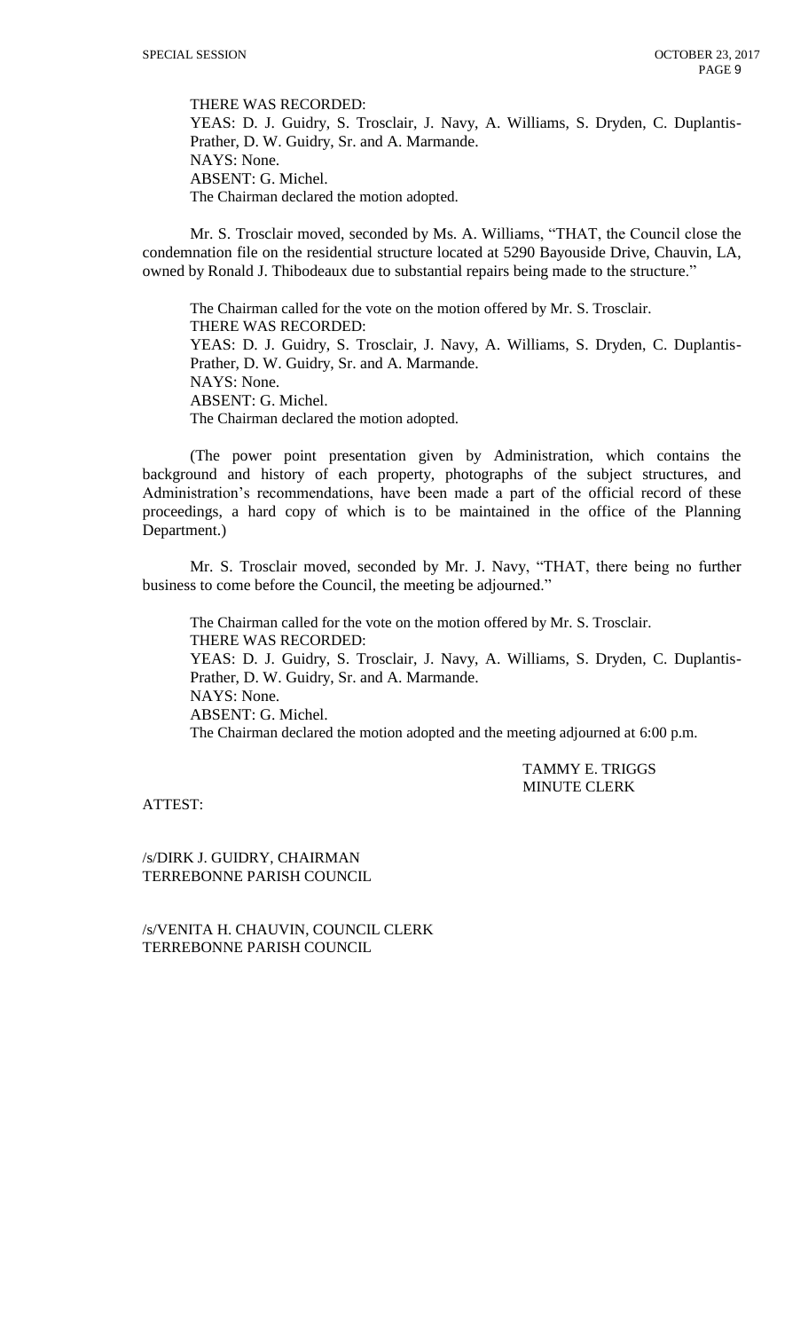THERE WAS RECORDED:
YEAS: D. J. Guidry, S. Trosclair, J. Navy, A. Williams, S. Dryden, C. Duplantis-Prather, D. W. Guidry, Sr. and A. Marmande.
NAYS: None.
ABSENT: G. Michel.
The Chairman declared the motion adopted.

Mr. S. Trosclair moved, seconded by Ms. A. Williams, "THAT, the Council close the condemnation file on the residential structure located at 5290 Bayouside Drive, Chauvin, LA, owned by Ronald J. Thibodeaux due to substantial repairs being made to the structure."

The Chairman called for the vote on the motion offered by Mr. S. Trosclair.
THERE WAS RECORDED:
YEAS: D. J. Guidry, S. Trosclair, J. Navy, A. Williams, S. Dryden, C. Duplantis-Prather, D. W. Guidry, Sr. and A. Marmande.
NAYS: None.
ABSENT: G. Michel.
The Chairman declared the motion adopted.

(The power point presentation given by Administration, which contains the background and history of each property, photographs of the subject structures, and Administration's recommendations, have been made a part of the official record of these proceedings, a hard copy of which is to be maintained in the office of the Planning Department.)

Mr. S. Trosclair moved, seconded by Mr. J. Navy, "THAT, there being no further business to come before the Council, the meeting be adjourned."

The Chairman called for the vote on the motion offered by Mr. S. Trosclair.
THERE WAS RECORDED:
YEAS: D. J. Guidry, S. Trosclair, J. Navy, A. Williams, S. Dryden, C. Duplantis-Prather, D. W. Guidry, Sr. and A. Marmande.
NAYS: None.
ABSENT: G. Michel.
The Chairman declared the motion adopted and the meeting adjourned at 6:00 p.m.

TAMMY E. TRIGGS
MINUTE CLERK

ATTEST:

/s/DIRK J. GUIDRY, CHAIRMAN
TERREBONNE PARISH COUNCIL

/s/VENITA H. CHAUVIN, COUNCIL CLERK
TERREBONNE PARISH COUNCIL